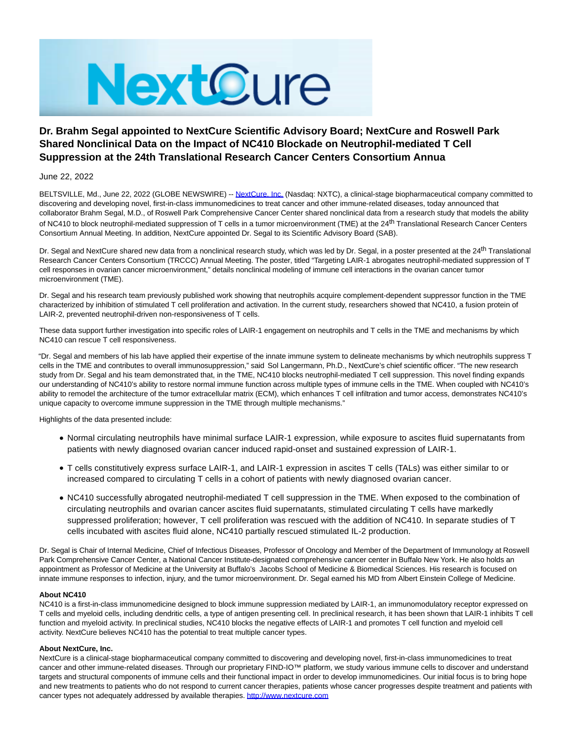# Dr. Brahm Segal appointed to NextCure Scientific Advisory Board; NextCure and Roswell Park Shared Nonclinical Data on the Impact of NC410 Blockade on Neutrophil-mediated T Cell Suppression at the 24th Translational Research Cancer Centers Consortium Annua

June 22, 2022

BELTSVILLE, Md., June 22, 2022 (GLOBE NEWSWIRE) -- NextCure, Inc. (Nasdaq: NXTC), a clinical-stage biopharmaceutical company committed to discovering and developing novel, first-in-class immunomedicines to treat cancer and other immune-related diseases, today announced that collaborator Brahm Segal, M.D., of Roswell Park Comprehensive Cancer Center shared nonclinical data from a research study that models the ability of NC410 to block neutrophil-mediated suppression of T cells in a tumor microenvironment (TME) at the 24th Translational Research Cancer Centers Consortium Annual Meeting. In addition, NextCure appointed Dr. Segal to its Scientific Advisory Board (SAB).

Dr. Segal and NextCure shared new data from a nonclinical research study, which was led by Dr. Segal, in a poster presented at the 24th Translational Research Cancer Centers Consortium (TRCCC) Annual Meeting. The poster, titled "Targeting LAIR-1 abrogates neutrophil-mediated suppression of T cell responses in ovarian cancer microenvironment," details nonclinical modeling of immune cell interactions in the ovarian cancer tumor microenvironment (TME).

Dr. Segal and his research team previously published work showing that neutrophils acquire complement-dependent suppressor function in the TME characterized by inhibition of stimulated T cell proliferation and activation. In the current study, researchers showed that NC410, a fusion protein of LAIR-2, prevented neutrophil-driven non-responsiveness of T cells.

These data support further investigation into specific roles of LAIR-1 engagement on neutrophils and T cells in the TME and mechanisms by which NC410 can rescue T cell responsiveness.

"Dr. Segal and members of his lab have applied their expertise of the innate immune system to delineate mechanisms by which neutrophils suppress T cells in the TME and contributes to overall immunosuppression," said Sol Langermann, Ph.D., NextCure's chief scientific officer. "The new research study from Dr. Segal and his team demonstrated that, in the TME, NC410 blocks neutrophil-mediated T cell suppression. This novel finding expands our understanding of NC410's ability to restore normal immune function across multiple types of immune cells in the TME. When coupled with NC410's ability to remodel the architecture of the tumor extracellular matrix (ECM), which enhances T cell infiltration and tumor access, demonstrates NC410's unique capacity to overcome immune suppression in the TME through multiple mechanisms."

Highlights of the data presented include:

- Normal circulating neutrophils have minimal surface LAIR-1 expression, while exposure to ascites fluid supernatants from patients with newly diagnosed ovarian cancer induced rapid-onset and sustained expression of LAIR-1.
- T cells constitutively express surface LAIR-1, and LAIR-1 expression in ascites T cells (TALs) was either similar to or increased compared to circulating T cells in a cohort of patients with newly diagnosed ovarian cancer.
- NC410 successfully abrogated neutrophil-mediated T cell suppression in the TME. When exposed to the combination of circulating neutrophils and ovarian cancer ascites fluid supernatants, stimulated circulating T cells have markedly suppressed proliferation; however, T cell proliferation was rescued with the addition of NC410. In separate studies of T cells incubated with ascites fluid alone, NC410 partially rescued stimulated IL-2 production.

Dr. Segal is Chair of Internal Medicine, Chief of Infectious Diseases, Professor of Oncology and Member of the Department of Immunology at Roswell Park Comprehensive Cancer Center, a National Cancer Institute-designated comprehensive cancer center in Buffalo New York. He also holds an appointment as Professor of Medicine at the University at Buffalo's Jacobs School of Medicine & Biomedical Sciences. His research is focused on innate immune responses to infection, injury, and the tumor microenvironment. Dr. Segal earned his MD from Albert Einstein College of Medicine.

**About NC410**
NC410 is a first-in-class immunomedicine designed to block immune suppression mediated by LAIR-1, an immunomodulatory receptor expressed on T cells and myeloid cells, including dendritic cells, a type of antigen presenting cell. In preclinical research, it has been shown that LAIR-1 inhibits T cell function and myeloid activity. In preclinical studies, NC410 blocks the negative effects of LAIR-1 and promotes T cell function and myeloid cell activity. NextCure believes NC410 has the potential to treat multiple cancer types.

**About NextCure, Inc.**
NextCure is a clinical-stage biopharmaceutical company committed to discovering and developing novel, first-in-class immunomedicines to treat cancer and other immune-related diseases. Through our proprietary FIND-IO™ platform, we study various immune cells to discover and understand targets and structural components of immune cells and their functional impact in order to develop immunomedicines. Our initial focus is to bring hope and new treatments to patients who do not respond to current cancer therapies, patients whose cancer progresses despite treatment and patients with cancer types not adequately addressed by available therapies. http://www.nextcure.com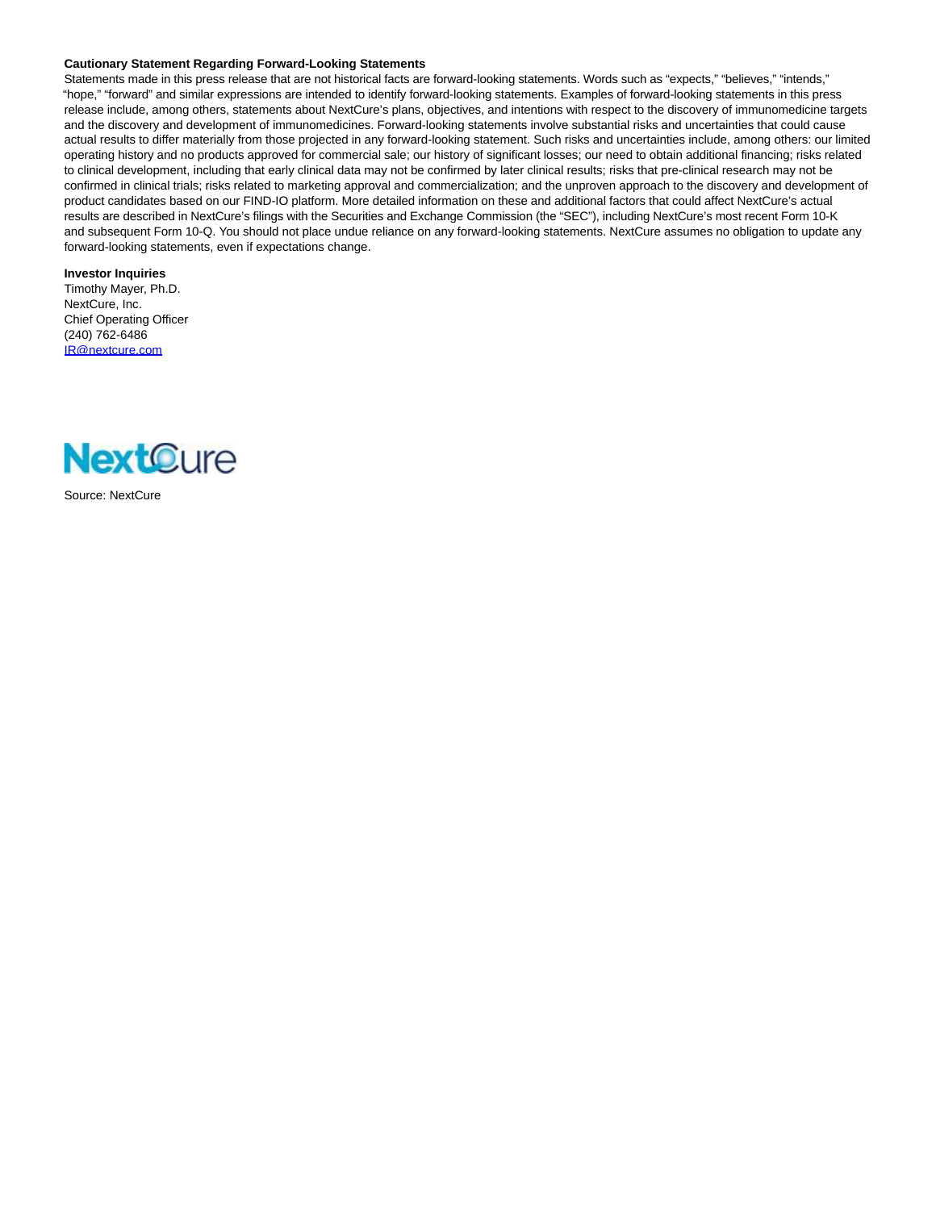**Cautionary Statement Regarding Forward-Looking Statements**

Statements made in this press release that are not historical facts are forward-looking statements. Words such as "expects," "believes," "intends," "hope," "forward" and similar expressions are intended to identify forward-looking statements. Examples of forward-looking statements in this press release include, among others, statements about NextCure's plans, objectives, and intentions with respect to the discovery of immunomedicine targets and the discovery and development of immunomedicines. Forward-looking statements involve substantial risks and uncertainties that could cause actual results to differ materially from those projected in any forward-looking statement. Such risks and uncertainties include, among others: our limited operating history and no products approved for commercial sale; our history of significant losses; our need to obtain additional financing; risks related to clinical development, including that early clinical data may not be confirmed by later clinical results; risks that pre-clinical research may not be confirmed in clinical trials; risks related to marketing approval and commercialization; and the unproven approach to the discovery and development of product candidates based on our FIND-IO platform. More detailed information on these and additional factors that could affect NextCure's actual results are described in NextCure's filings with the Securities and Exchange Commission (the "SEC"), including NextCure's most recent Form 10-K and subsequent Form 10-Q. You should not place undue reliance on any forward-looking statements. NextCure assumes no obligation to update any forward-looking statements, even if expectations change.

**Investor Inquiries**

Timothy Mayer, Ph.D.
NextCure, Inc.
Chief Operating Officer
(240) 762-6486
IR@nextcure.com

NextCure

Source: NextCure